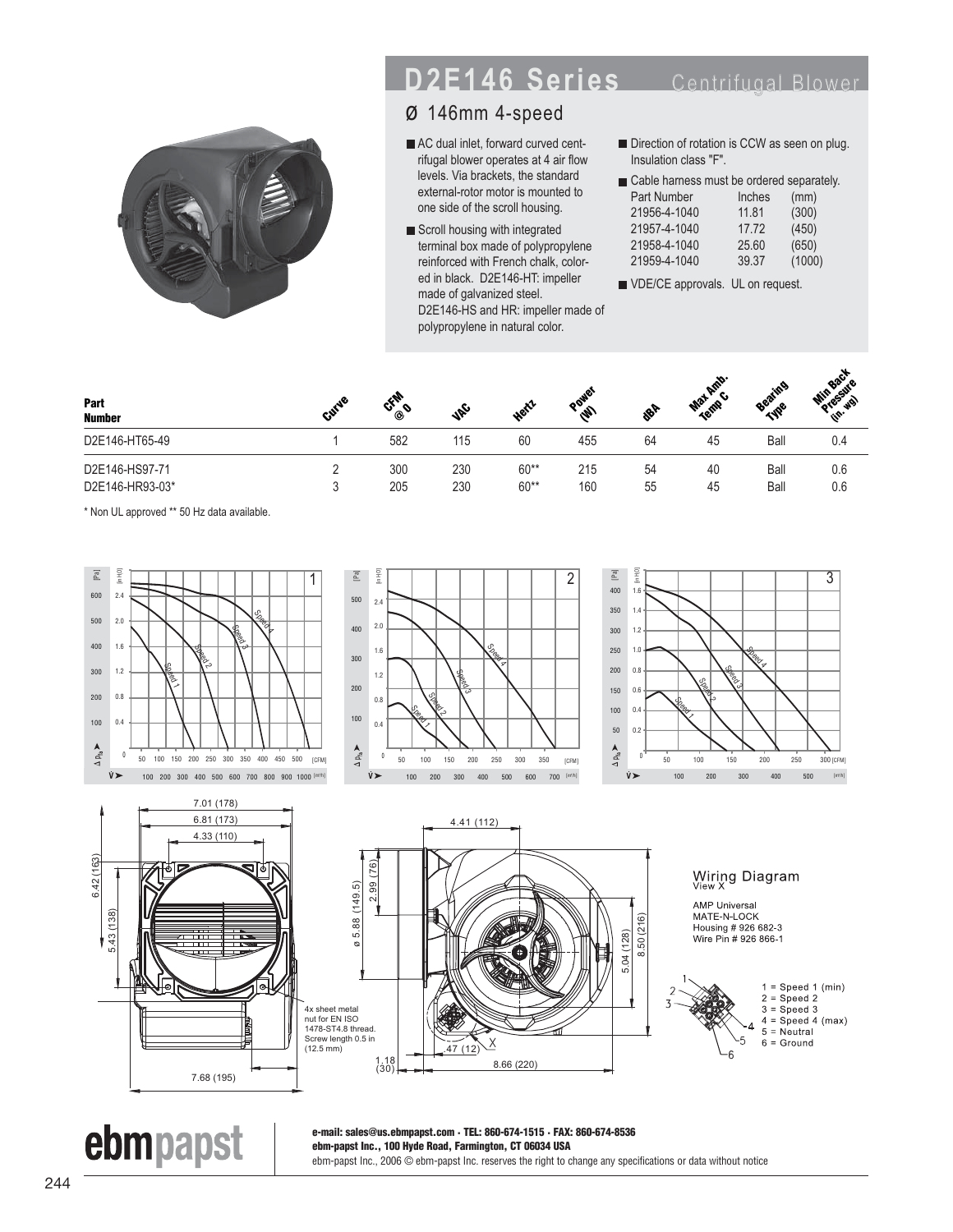# D2E146 Series

Centrifugal Blower

## Ø 146mm 4-speed

- AC dual inlet, forward curved centrifugal blower operates at 4 air flow levels. Via brackets, the standard external-rotor motor is mounted to one side of the scroll housing.
- Scroll housing with integrated terminal box made of polypropylene reinforced with French chalk, colored in black. D2E146-HT: impeller made of galvanized steel. D2E146-HS and HR: impeller made of polypropylene in natural color.
- Direction of rotation is CCW as seen on plug. Insulation class "F".
- Cable harness must be ordered separately.

| Part Number | Inches | (mm) |
|---|---|---|
| 21956-4-1040 | 11.81 | (300) |
| 21957-4-1040 | 17.72 | (450) |
| 21958-4-1040 | 25.60 | (650) |
| 21959-4-1040 | 39.37 | (1000) |

- VDE/CE approvals. UL on request.

| Part Number | Curve | CFM @ 0 | VAC | Hertz | Power (W) | dBA | Max Amb. Temp C | Bearing Type | Min Back Pressure (in. wg) |
|---|---|---|---|---|---|---|---|---|---|
| D2E146-HT65-49 | 1 | 582 | 115 | 60 | 455 | 64 | 45 | Ball | 0.4 |
| D2E146-HS97-71 | 2 | 300 | 230 | 60** | 215 | 54 | 40 | Ball | 0.6 |
| D2E146-HR93-03* | 3 | 205 | 230 | 60** | 160 | 55 | 45 | Ball | 0.6 |

\* Non UL approved ** 50 Hz data available.

## Wiring Diagram

View X

AMP Universal
MATE-N-LOCK
Housing # 926 682-3
Wire Pin # 926 866-1

1 = Speed 1 (min)
2 = Speed 2
3 = Speed 3
4 = Speed 4 (max)
5 = Neutral
6 = Ground

4x sheet metal nut for EN ISO 1478-ST4.8 thread. Screw length 0.5 in (12.5 mm)

**e-mail: sales@us.ebmpapst.com · TEL: 860-674-1515 · FAX: 860-674-8536**
**ebm-papst Inc., 100 Hyde Road, Farmington, CT 06034 USA**
ebm-papst Inc., 2006 © ebm-papst Inc. reserves the right to change any specifications or data without notice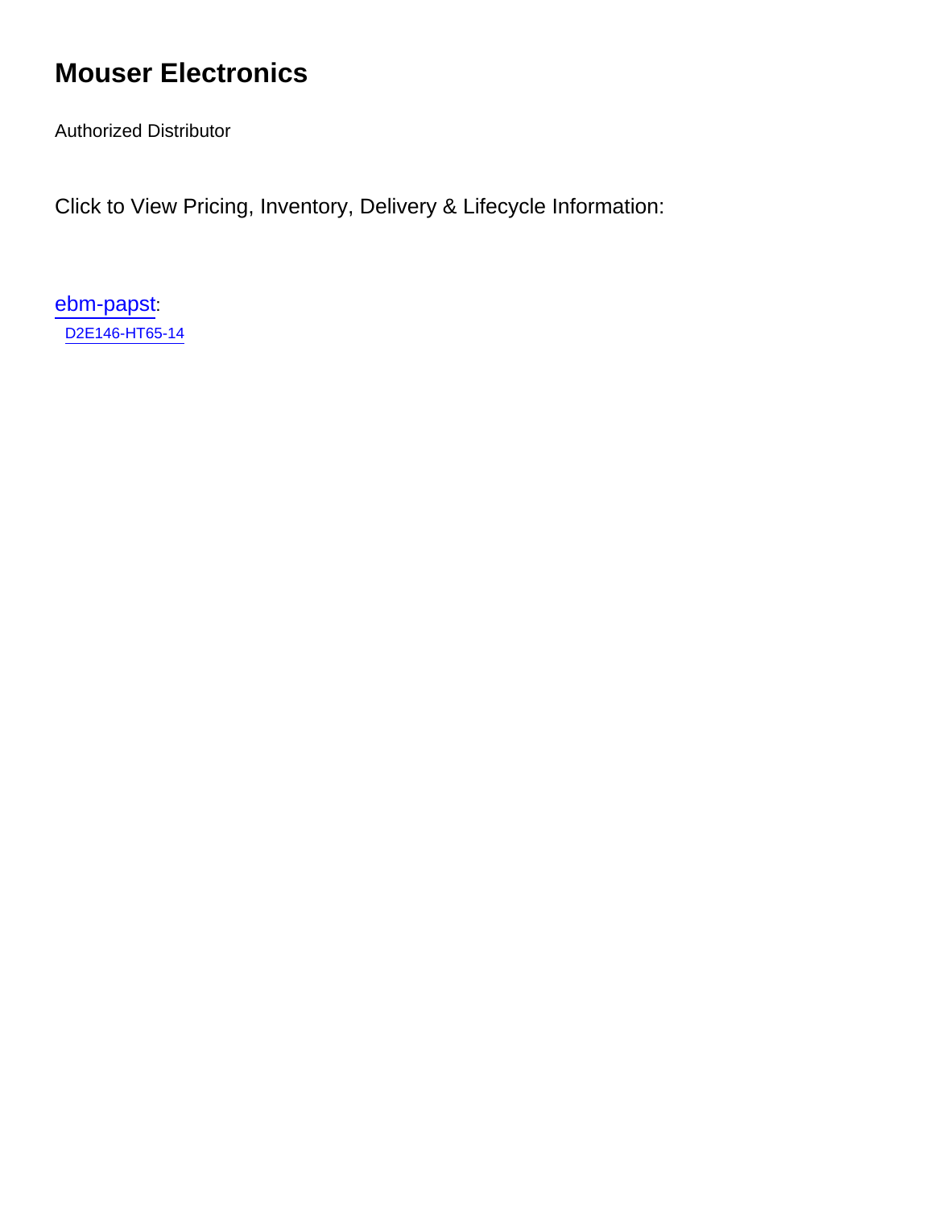# Mouser Electronics

Authorized Distributor

Click to View Pricing, Inventory, Delivery & Lifecycle Information:

ebm-papst:

D2E146-HT65-14